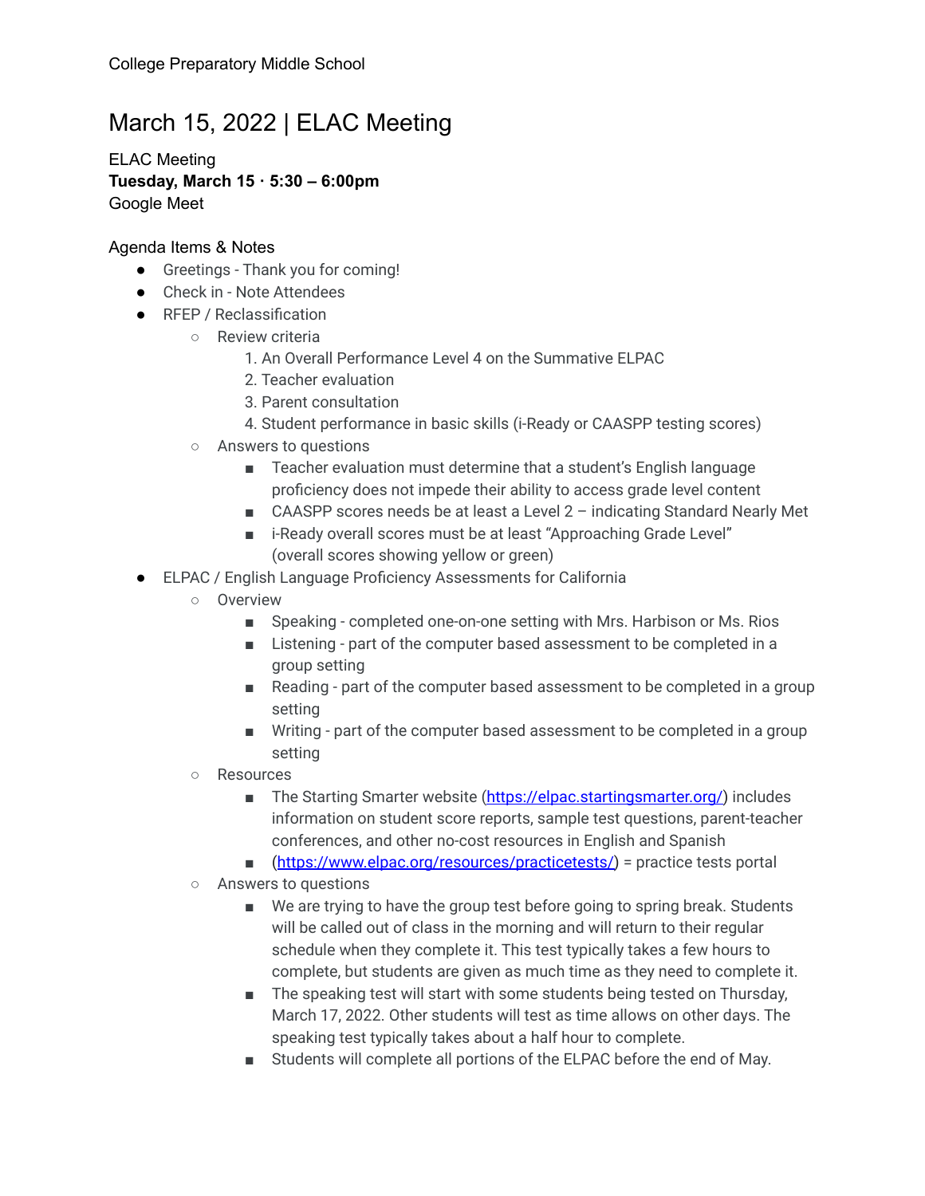College Preparatory Middle School

# March 15, 2022 | ELAC Meeting

ELAC Meeting
**Tuesday, March 15 · 5:30 – 6:00pm**
Google Meet

## Agenda Items & Notes

- Greetings - Thank you for coming!
- Check in - Note Attendees
- RFEP / Reclassification
  - Review criteria
    1. An Overall Performance Level 4 on the Summative ELPAC
    2. Teacher evaluation
    3. Parent consultation
    4. Student performance in basic skills (i-Ready or CAASPP testing scores)
  - Answers to questions
    - Teacher evaluation must determine that a student's English language proficiency does not impede their ability to access grade level content
    - CAASPP scores needs be at least a Level 2 – indicating Standard Nearly Met
    - i-Ready overall scores must be at least "Approaching Grade Level" (overall scores showing yellow or green)
- ELPAC / English Language Proficiency Assessments for California
  - Overview
    - Speaking - completed one-on-one setting with Mrs. Harbison or Ms. Rios
    - Listening - part of the computer based assessment to be completed in a group setting
    - Reading - part of the computer based assessment to be completed in a group setting
    - Writing - part of the computer based assessment to be completed in a group setting
  - Resources
    - The Starting Smarter website (https://elpac.startingsmarter.org/) includes information on student score reports, sample test questions, parent-teacher conferences, and other no-cost resources in English and Spanish
    - (https://www.elpac.org/resources/practicetests/) = practice tests portal
  - Answers to questions
    - We are trying to have the group test before going to spring break. Students will be called out of class in the morning and will return to their regular schedule when they complete it. This test typically takes a few hours to complete, but students are given as much time as they need to complete it.
    - The speaking test will start with some students being tested on Thursday, March 17, 2022. Other students will test as time allows on other days. The speaking test typically takes about a half hour to complete.
    - Students will complete all portions of the ELPAC before the end of May.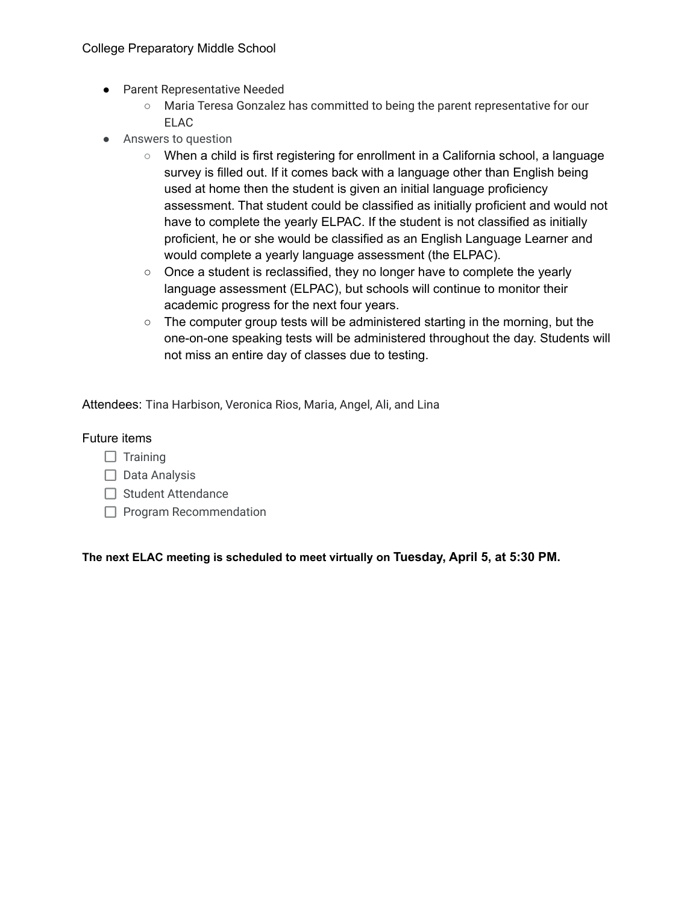- Parent Representative Needed
  - Maria Teresa Gonzalez has committed to being the parent representative for our ELAC
- Answers to question
  - When a child is first registering for enrollment in a California school, a language survey is filled out. If it comes back with a language other than English being used at home then the student is given an initial language proficiency assessment. That student could be classified as initially proficient and would not have to complete the yearly ELPAC. If the student is not classified as initially proficient, he or she would be classified as an English Language Learner and would complete a yearly language assessment (the ELPAC).
  - Once a student is reclassified, they no longer have to complete the yearly language assessment (ELPAC), but schools will continue to monitor their academic progress for the next four years.
  - The computer group tests will be administered starting in the morning, but the one-on-one speaking tests will be administered throughout the day. Students will not miss an entire day of classes due to testing.

Attendees: Tina Harbison, Veronica Rios, Maria, Angel, Ali, and Lina

Future items

- [ ] Training
- [ ] Data Analysis
- [ ] Student Attendance
- [ ] Program Recommendation

**The next ELAC meeting is scheduled to meet virtually on Tuesday, April 5, at 5:30 PM.**